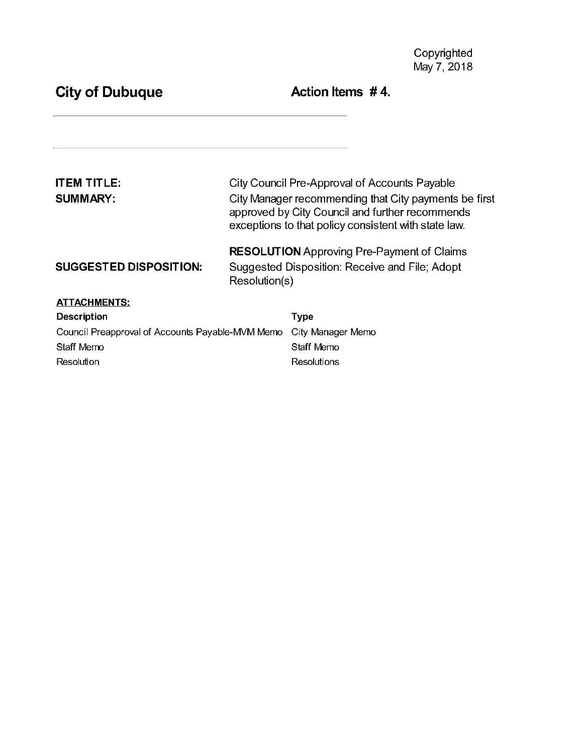Copyrighted
May 7, 2018

**City of Dubuque** **Action Items # 4.**

---

---

| | |
|---|---|
| **ITEM TITLE:** | City Council Pre-Approval of Accounts Payable |
| **SUMMARY:** | City Manager recommending that City payments be first approved by City Council and further recommends exceptions to that policy consistent with state law. |
| | **RESOLUTION** Approving Pre-Payment of Claims |
| **SUGGESTED DISPOSITION:** | Suggested Disposition: Receive and File; Adopt Resolution(s) |

**ATTACHMENTS:**

| Description | Type |
|---|---|
| Council Preapproval of Accounts Payable-MVM Memo | City Manager Memo |
| Staff Memo | Staff Memo |
| Resolution | Resolutions |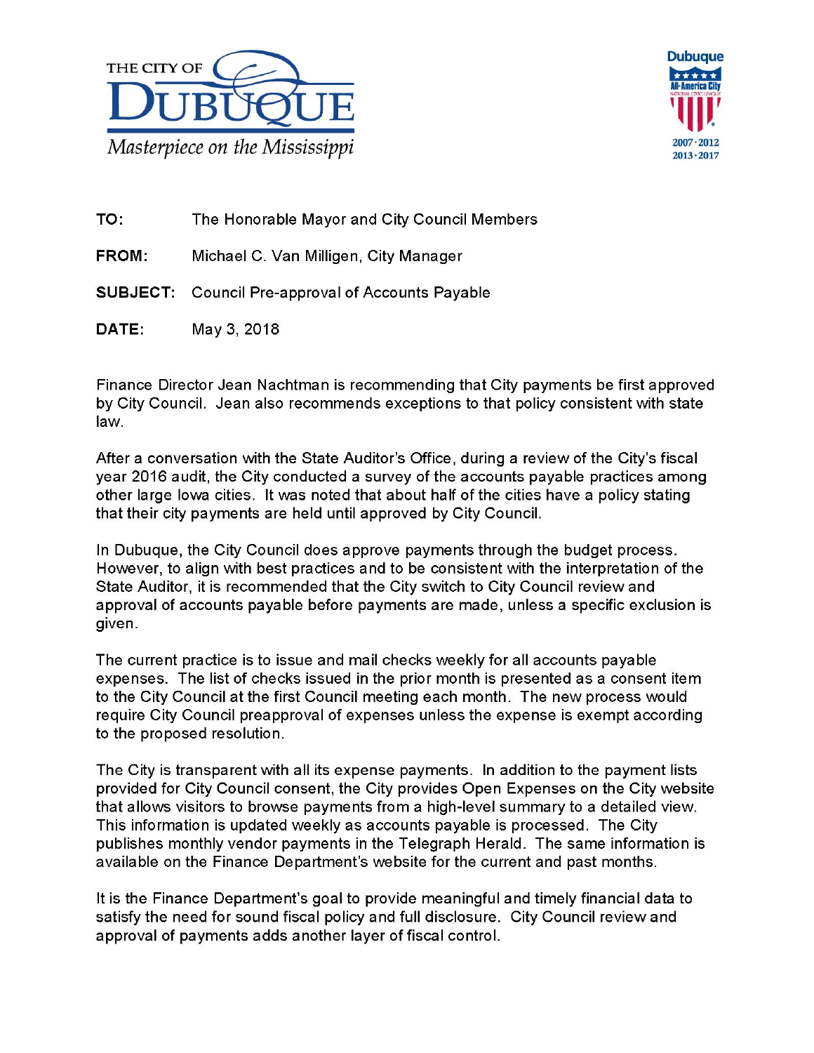THE CITY OF DUBUQUE

*Masterpiece on the Mississippi*

Dubuque All-America City 2007 · 2012 2013 · 2017

**TO:** The Honorable Mayor and City Council Members

**FROM:** Michael C. Van Milligen, City Manager

**SUBJECT:** Council Pre-approval of Accounts Payable

**DATE:** May 3, 2018

Finance Director Jean Nachtman is recommending that City payments be first approved by City Council. Jean also recommends exceptions to that policy consistent with state law.

After a conversation with the State Auditor's Office, during a review of the City's fiscal year 2016 audit, the City conducted a survey of the accounts payable practices among other large Iowa cities. It was noted that about half of the cities have a policy stating that their city payments are held until approved by City Council.

In Dubuque, the City Council does approve payments through the budget process. However, to align with best practices and to be consistent with the interpretation of the State Auditor, it is recommended that the City switch to City Council review and approval of accounts payable before payments are made, unless a specific exclusion is given.

The current practice is to issue and mail checks weekly for all accounts payable expenses. The list of checks issued in the prior month is presented as a consent item to the City Council at the first Council meeting each month. The new process would require City Council preapproval of expenses unless the expense is exempt according to the proposed resolution.

The City is transparent with all its expense payments. In addition to the payment lists provided for City Council consent, the City provides Open Expenses on the City website that allows visitors to browse payments from a high-level summary to a detailed view. This information is updated weekly as accounts payable is processed. The City publishes monthly vendor payments in the Telegraph Herald. The same information is available on the Finance Department's website for the current and past months.

It is the Finance Department's goal to provide meaningful and timely financial data to satisfy the need for sound fiscal policy and full disclosure. City Council review and approval of payments adds another layer of fiscal control.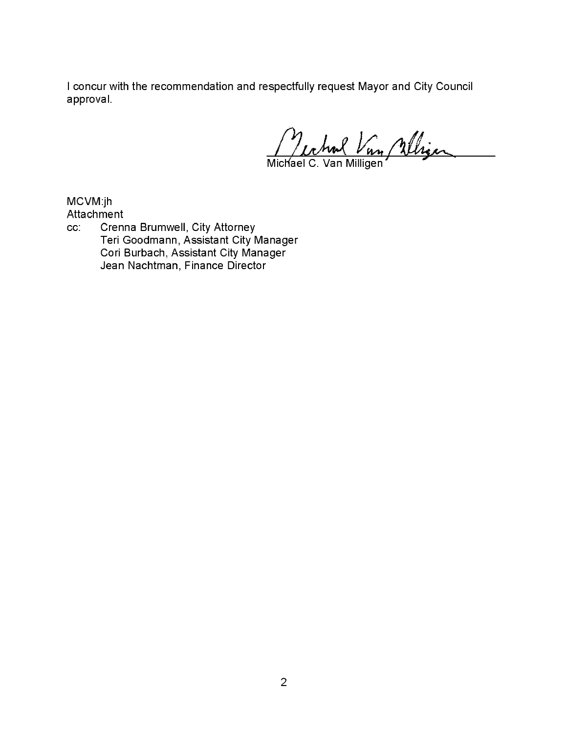I concur with the recommendation and respectfully request Mayor and City Council approval.

Michael C. Van Milligen

MCVM:jh
Attachment
cc: Crenna Brumwell, City Attorney
Teri Goodmann, Assistant City Manager
Cori Burbach, Assistant City Manager
Jean Nachtman, Finance Director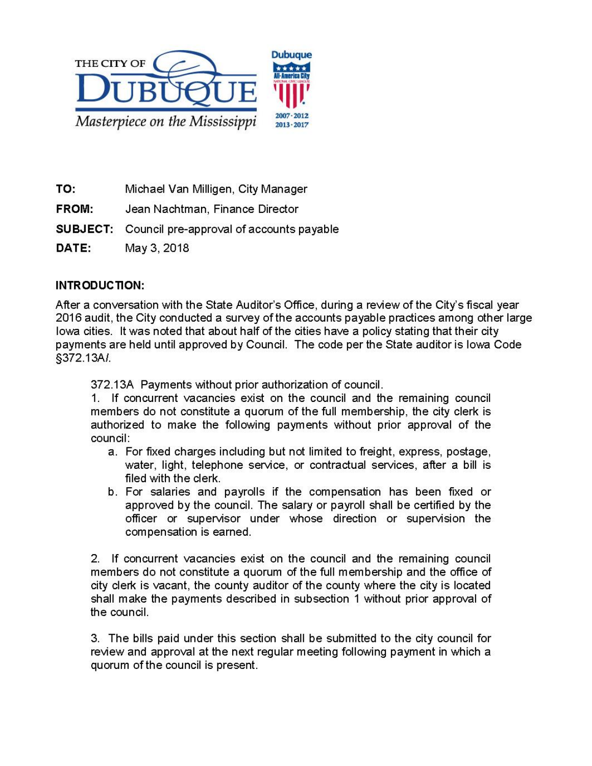THE CITY OF DUBUQUE
*Masterpiece on the Mississippi*

Dubuque All-America City NATIONAL CIVIC LEAGUE 2007 · 2012 2013 · 2017

**TO:** Michael Van Milligen, City Manager

**FROM:** Jean Nachtman, Finance Director

**SUBJECT:** Council pre-approval of accounts payable

**DATE:** May 3, 2018

**INTRODUCTION:**

After a conversation with the State Auditor's Office, during a review of the City's fiscal year 2016 audit, the City conducted a survey of the accounts payable practices among other large Iowa cities. It was noted that about half of the cities have a policy stating that their city payments are held until approved by Council. The code per the State auditor is Iowa Code §372.13A/.

> 372.13A Payments without prior authorization of council.
>
> 1. If concurrent vacancies exist on the council and the remaining council members do not constitute a quorum of the full membership, the city clerk is authorized to make the following payments without prior approval of the council:
>     a. For fixed charges including but not limited to freight, express, postage, water, light, telephone service, or contractual services, after a bill is filed with the clerk.
>     b. For salaries and payrolls if the compensation has been fixed or approved by the council. The salary or payroll shall be certified by the officer or supervisor under whose direction or supervision the compensation is earned.
>
> 2. If concurrent vacancies exist on the council and the remaining council members do not constitute a quorum of the full membership and the office of city clerk is vacant, the county auditor of the county where the city is located shall make the payments described in subsection 1 without prior approval of the council.
>
> 3. The bills paid under this section shall be submitted to the city council for review and approval at the next regular meeting following payment in which a quorum of the council is present.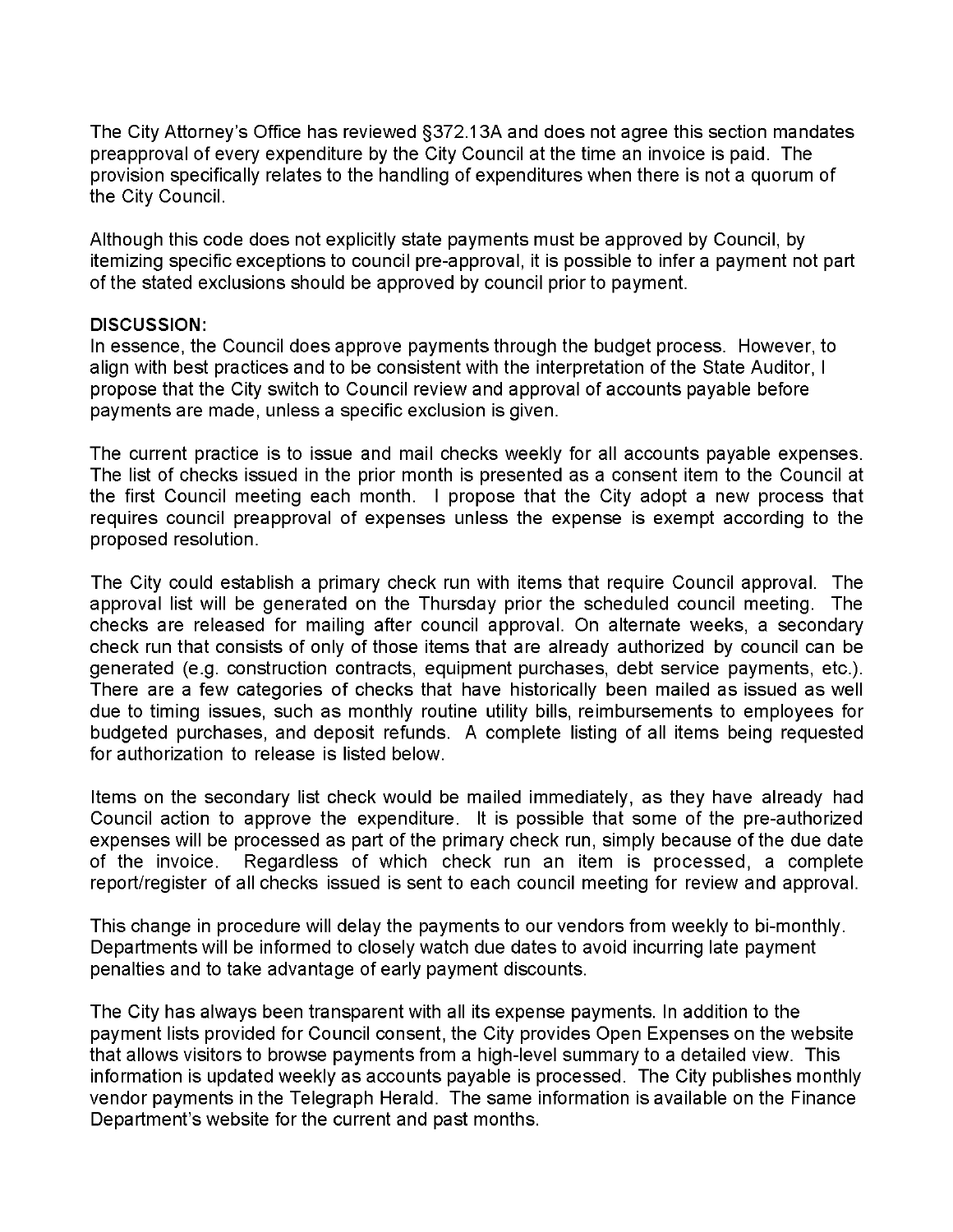The City Attorney's Office has reviewed §372.13A and does not agree this section mandates preapproval of every expenditure by the City Council at the time an invoice is paid. The provision specifically relates to the handling of expenditures when there is not a quorum of the City Council.

Although this code does not explicitly state payments must be approved by Council, by itemizing specific exceptions to council pre-approval, it is possible to infer a payment not part of the stated exclusions should be approved by council prior to payment.

**DISCUSSION:**

In essence, the Council does approve payments through the budget process. However, to align with best practices and to be consistent with the interpretation of the State Auditor, I propose that the City switch to Council review and approval of accounts payable before payments are made, unless a specific exclusion is given.

The current practice is to issue and mail checks weekly for all accounts payable expenses. The list of checks issued in the prior month is presented as a consent item to the Council at the first Council meeting each month. I propose that the City adopt a new process that requires council preapproval of expenses unless the expense is exempt according to the proposed resolution.

The City could establish a primary check run with items that require Council approval. The approval list will be generated on the Thursday prior the scheduled council meeting. The checks are released for mailing after council approval. On alternate weeks, a secondary check run that consists of only of those items that are already authorized by council can be generated (e.g. construction contracts, equipment purchases, debt service payments, etc.). There are a few categories of checks that have historically been mailed as issued as well due to timing issues, such as monthly routine utility bills, reimbursements to employees for budgeted purchases, and deposit refunds. A complete listing of all items being requested for authorization to release is listed below.

Items on the secondary list check would be mailed immediately, as they have already had Council action to approve the expenditure. It is possible that some of the pre-authorized expenses will be processed as part of the primary check run, simply because of the due date of the invoice. Regardless of which check run an item is processed, a complete report/register of all checks issued is sent to each council meeting for review and approval.

This change in procedure will delay the payments to our vendors from weekly to bi-monthly. Departments will be informed to closely watch due dates to avoid incurring late payment penalties and to take advantage of early payment discounts.

The City has always been transparent with all its expense payments. In addition to the payment lists provided for Council consent, the City provides Open Expenses on the website that allows visitors to browse payments from a high-level summary to a detailed view. This information is updated weekly as accounts payable is processed. The City publishes monthly vendor payments in the Telegraph Herald. The same information is available on the Finance Department's website for the current and past months.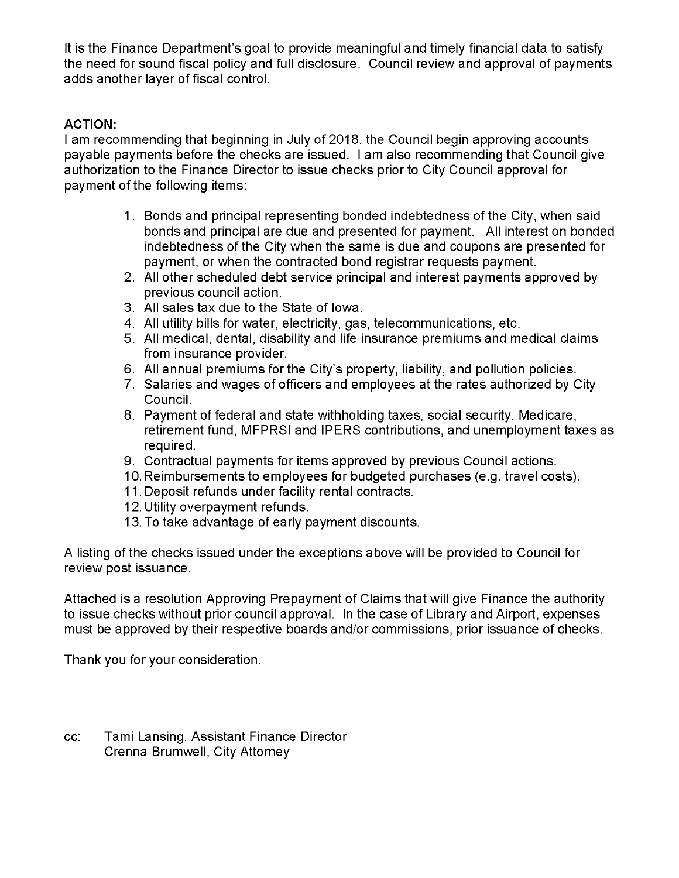It is the Finance Department's goal to provide meaningful and timely financial data to satisfy the need for sound fiscal policy and full disclosure. Council review and approval of payments adds another layer of fiscal control.

**ACTION:**

I am recommending that beginning in July of 2018, the Council begin approving accounts payable payments before the checks are issued. I am also recommending that Council give authorization to the Finance Director to issue checks prior to City Council approval for payment of the following items:

1. Bonds and principal representing bonded indebtedness of the City, when said bonds and principal are due and presented for payment. All interest on bonded indebtedness of the City when the same is due and coupons are presented for payment, or when the contracted bond registrar requests payment.
2. All other scheduled debt service principal and interest payments approved by previous council action.
3. All sales tax due to the State of Iowa.
4. All utility bills for water, electricity, gas, telecommunications, etc.
5. All medical, dental, disability and life insurance premiums and medical claims from insurance provider.
6. All annual premiums for the City's property, liability, and pollution policies.
7. Salaries and wages of officers and employees at the rates authorized by City Council.
8. Payment of federal and state withholding taxes, social security, Medicare, retirement fund, MFPRSI and IPERS contributions, and unemployment taxes as required.
9. Contractual payments for items approved by previous Council actions.
10. Reimbursements to employees for budgeted purchases (e.g. travel costs).
11. Deposit refunds under facility rental contracts.
12. Utility overpayment refunds.
13. To take advantage of early payment discounts.

A listing of the checks issued under the exceptions above will be provided to Council for review post issuance.

Attached is a resolution Approving Prepayment of Claims that will give Finance the authority to issue checks without prior council approval. In the case of Library and Airport, expenses must be approved by their respective boards and/or commissions, prior issuance of checks.

Thank you for your consideration.

cc: Tami Lansing, Assistant Finance Director
Crenna Brumwell, City Attorney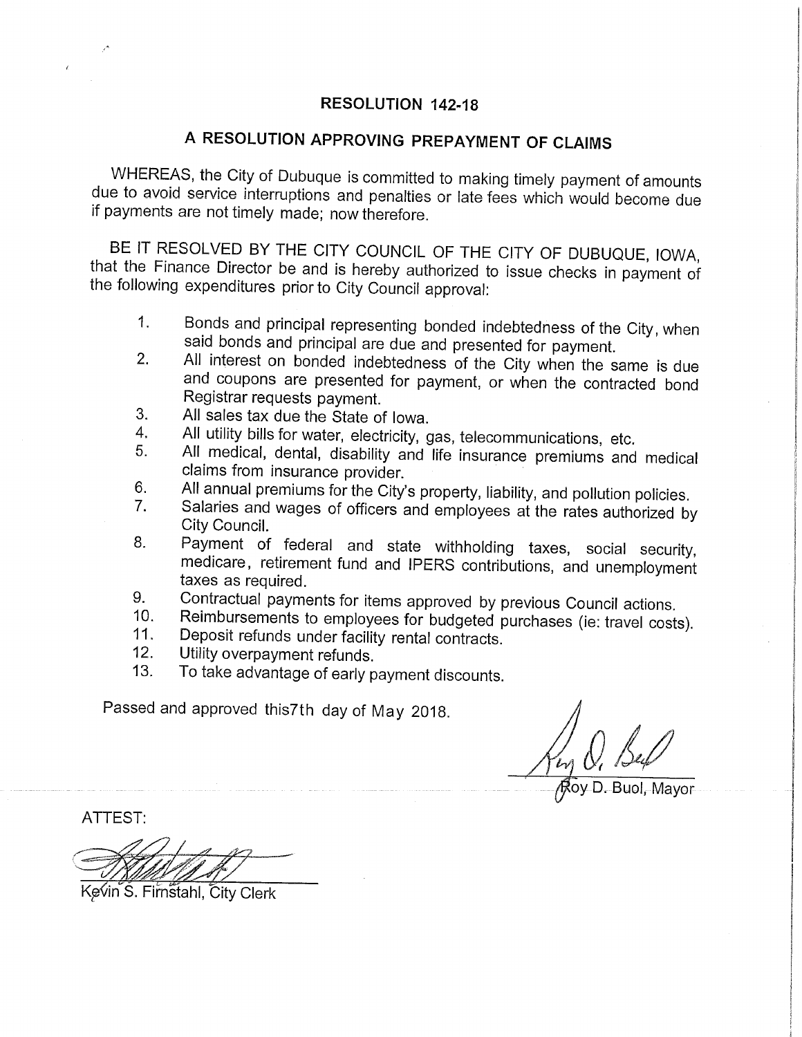# RESOLUTION 142-18

## A RESOLUTION APPROVING PREPAYMENT OF CLAIMS

WHEREAS, the City of Dubuque is committed to making timely payment of amounts due to avoid service interruptions and penalties or late fees which would become due if payments are not timely made; now therefore.

BE IT RESOLVED BY THE CITY COUNCIL OF THE CITY OF DUBUQUE, IOWA, that the Finance Director be and is hereby authorized to issue checks in payment of the following expenditures prior to City Council approval:

1. Bonds and principal representing bonded indebtedness of the City, when said bonds and principal are due and presented for payment.
2. All interest on bonded indebtedness of the City when the same is due and coupons are presented for payment, or when the contracted bond Registrar requests payment.
3. All sales tax due the State of Iowa.
4. All utility bills for water, electricity, gas, telecommunications, etc.
5. All medical, dental, disability and life insurance premiums and medical claims from insurance provider.
6. All annual premiums for the City's property, liability, and pollution policies.
7. Salaries and wages of officers and employees at the rates authorized by City Council.
8. Payment of federal and state withholding taxes, social security, medicare, retirement fund and IPERS contributions, and unemployment taxes as required.
9. Contractual payments for items approved by previous Council actions.
10. Reimbursements to employees for budgeted purchases (ie: travel costs).
11. Deposit refunds under facility rental contracts.
12. Utility overpayment refunds.
13. To take advantage of early payment discounts.

Passed and approved this7th day of May 2018.

Roy D. Buol, Mayor

ATTEST:

Kevin S. Firnstahl, City Clerk